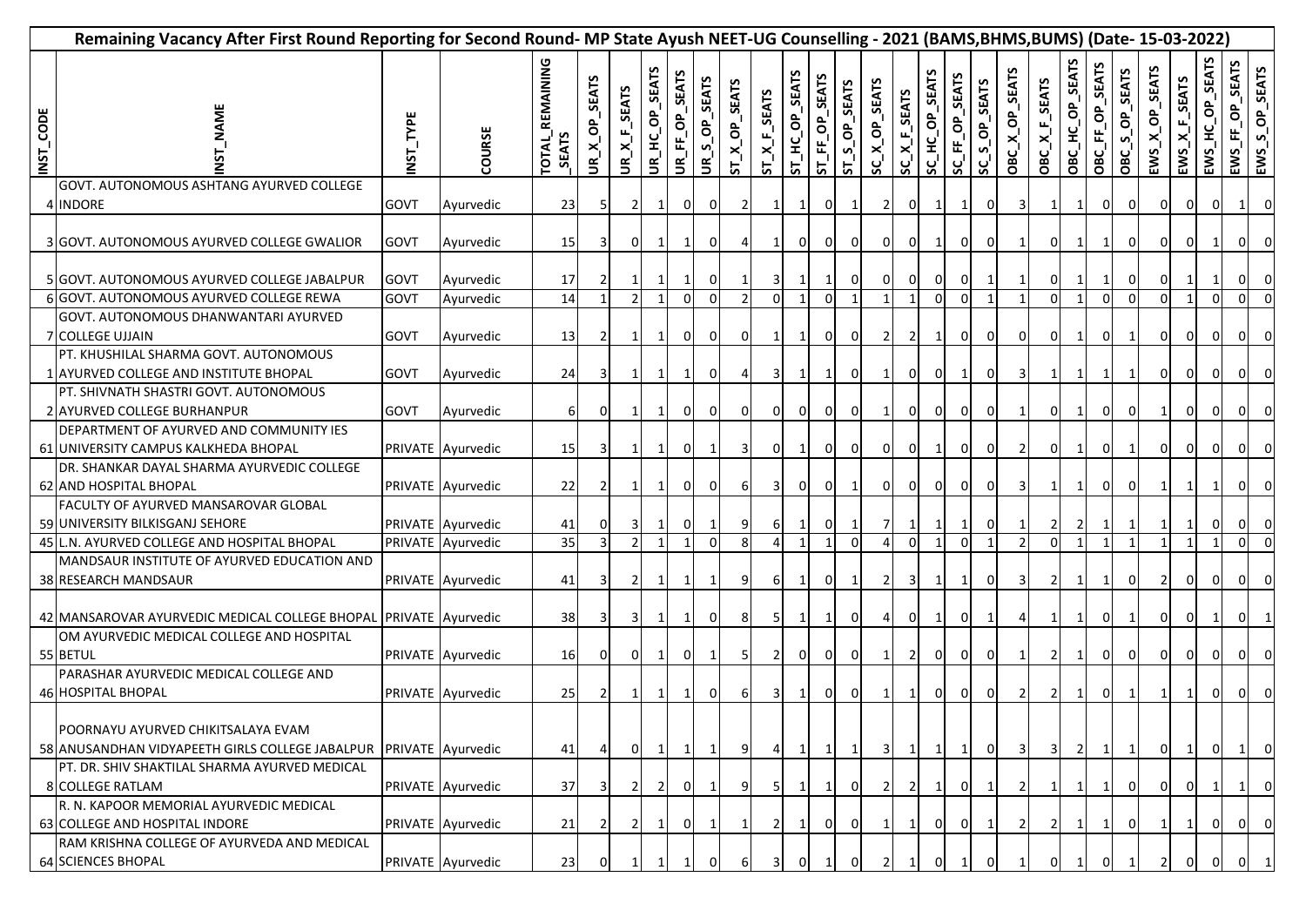# Remaining Vacancy After First Round Reporting for Second Round- MP State Ayush NEET-UG Counselling - 2021 (BAMS,BHMS,BUMS) (Date- 15-03-2022)

| INST_CODE | INST_NAME | INST_TYPE | COURSE | TOTAL_REMAINING_SEATS | UR_X_OP_SEATS | UR_X_F_SEATS | UR_HC_OP_SEATS | UR_FF_OP_SEATS | UR_S_OP_SEATS | ST_X_OP_SEATS | ST_X_F_SEATS | ST_HC_OP_SEATS | ST_FF_OP_SEATS | ST_S_OP_SEATS | SC_X_OP_SEATS | SC_X_F_SEATS | SC_HC_OP_SEATS | SC_FF_OP_SEATS | SC_S_OP_SEATS | OBC_X_OP_SEATS | OBC_X_F_SEATS | OBC_HC_OP_SEATS | OBC_FF_OP_SEATS | OBC_S_OP_SEATS | EWS_X_OP_SEATS | EWS_X_F_SEATS | EWS_HC_OP_SEATS | EWS_FF_OP_SEATS | EWS_S_OP_SEATS |
|---|---|---|---|---|---|---|---|---|---|---|---|---|---|---|---|---|---|---|---|---|---|---|---|---|---|---|---|---|---|
| 4 | GOVT. AUTONOMOUS ASHTANG AYURVED COLLEGE INDORE | GOVT | Ayurvedic | 23 | 5 | 2 | 1 | 0 | 0 | 2 | 1 | 1 | 0 | 1 | 2 | 0 | 1 | 1 | 0 | 3 | 1 | 1 | 0 | 0 | 0 | 0 | 0 | 1 | 0 |
| 3 | GOVT. AUTONOMOUS AYURVED COLLEGE GWALIOR | GOVT | Ayurvedic | 15 | 3 | 0 | 1 | 1 | 0 | 4 | 1 | 0 | 0 | 0 | 0 | 0 | 1 | 0 | 0 | 1 | 0 | 1 | 1 | 0 | 0 | 0 | 1 | 0 | 0 |
| 5 | GOVT. AUTONOMOUS AYURVED COLLEGE JABALPUR | GOVT | Ayurvedic | 17 | 2 | 1 | 1 | 1 | 0 | 1 | 3 | 1 | 1 | 0 | 0 | 0 | 0 | 0 | 1 | 1 | 0 | 1 | 1 | 0 | 0 | 1 | 1 | 0 | 0 |
| 6 | GOVT. AUTONOMOUS AYURVED COLLEGE REWA | GOVT | Ayurvedic | 14 | 1 | 2 | 1 | 0 | 0 | 2 | 0 | 1 | 0 | 1 | 1 | 1 | 0 | 0 | 1 | 1 | 0 | 1 | 0 | 0 | 0 | 1 | 0 | 0 | 0 |
| 7 | GOVT. AUTONOMOUS DHANWANTARI AYURVED COLLEGE UJJAIN | GOVT | Ayurvedic | 13 | 2 | 1 | 1 | 0 | 0 | 0 | 1 | 1 | 0 | 0 | 2 | 2 | 1 | 0 | 0 | 0 | 0 | 1 | 0 | 1 | 0 | 0 | 0 | 0 | 0 |
| 1 | PT. KHUSHILAL SHARMA GOVT. AUTONOMOUS AYURVED COLLEGE AND INSTITUTE BHOPAL | GOVT | Ayurvedic | 24 | 3 | 1 | 1 | 1 | 0 | 4 | 3 | 1 | 1 | 0 | 1 | 0 | 0 | 1 | 0 | 3 | 1 | 1 | 1 | 1 | 0 | 0 | 0 | 0 | 0 |
| 2 | PT. SHIVNATH SHASTRI GOVT. AUTONOMOUS AYURVED COLLEGE BURHANPUR | GOVT | Ayurvedic | 6 | 0 | 1 | 1 | 0 | 0 | 0 | 0 | 0 | 0 | 0 | 1 | 0 | 0 | 0 | 0 | 1 | 0 | 1 | 0 | 0 | 1 | 0 | 0 | 0 | 0 |
| 61 | DEPARTMENT OF AYURVED AND COMMUNITY IES UNIVERSITY CAMPUS KALKHEDA BHOPAL | PRIVATE | Ayurvedic | 15 | 3 | 1 | 1 | 0 | 1 | 3 | 0 | 1 | 0 | 0 | 0 | 0 | 1 | 0 | 0 | 2 | 0 | 1 | 0 | 1 | 0 | 0 | 0 | 0 | 0 |
| 62 | DR. SHANKAR DAYAL SHARMA AYURVEDIC COLLEGE AND HOSPITAL BHOPAL | PRIVATE | Ayurvedic | 22 | 2 | 1 | 1 | 0 | 0 | 6 | 3 | 0 | 0 | 1 | 0 | 0 | 0 | 0 | 0 | 3 | 1 | 1 | 0 | 0 | 1 | 1 | 1 | 0 | 0 |
| 59 | FACULTY OF AYURVED MANSAROVAR GLOBAL UNIVERSITY BILKISGANJ SEHORE | PRIVATE | Ayurvedic | 41 | 0 | 3 | 1 | 0 | 1 | 9 | 6 | 1 | 0 | 1 | 7 | 1 | 1 | 1 | 0 | 1 | 2 | 2 | 1 | 1 | 1 | 1 | 0 | 0 | 0 |
| 45 | L.N. AYURVED COLLEGE AND HOSPITAL BHOPAL | PRIVATE | Ayurvedic | 35 | 3 | 2 | 1 | 1 | 0 | 8 | 4 | 1 | 1 | 0 | 4 | 0 | 1 | 0 | 1 | 2 | 0 | 1 | 1 | 1 | 1 | 1 | 1 | 0 | 0 |
| 38 | MANDSAUR INSTITUTE OF AYURVED EDUCATION AND RESEARCH MANDSAUR | PRIVATE | Ayurvedic | 41 | 3 | 2 | 1 | 1 | 1 | 9 | 6 | 1 | 0 | 1 | 2 | 3 | 1 | 1 | 0 | 3 | 2 | 1 | 1 | 0 | 2 | 0 | 0 | 0 | 0 |
| 42 | MANSAROVAR AYURVEDIC MEDICAL COLLEGE BHOPAL | PRIVATE | Ayurvedic | 38 | 3 | 3 | 1 | 1 | 0 | 8 | 5 | 1 | 1 | 0 | 4 | 0 | 1 | 0 | 1 | 4 | 1 | 1 | 0 | 1 | 0 | 0 | 1 | 0 | 1 |
| 55 | OM AYURVEDIC MEDICAL COLLEGE AND HOSPITAL BETUL | PRIVATE | Ayurvedic | 16 | 0 | 0 | 1 | 0 | 1 | 5 | 2 | 0 | 0 | 0 | 1 | 2 | 0 | 0 | 0 | 1 | 2 | 1 | 0 | 0 | 0 | 0 | 0 | 0 | 0 |
| 46 | PARASHAR AYURVEDIC MEDICAL COLLEGE AND HOSPITAL BHOPAL | PRIVATE | Ayurvedic | 25 | 2 | 1 | 1 | 1 | 0 | 6 | 3 | 1 | 0 | 0 | 1 | 1 | 0 | 0 | 0 | 2 | 2 | 1 | 0 | 1 | 1 | 1 | 0 | 0 | 0 |
| 58 | POORNAYU AYURVED CHIKITSALAYA EVAM ANUSANDHAN VIDYAPEETH GIRLS COLLEGE JABALPUR | PRIVATE | Ayurvedic | 41 | 4 | 0 | 1 | 1 | 1 | 9 | 4 | 1 | 1 | 1 | 3 | 1 | 1 | 1 | 0 | 3 | 3 | 2 | 1 | 1 | 0 | 1 | 0 | 1 | 0 |
| 8 | PT. DR. SHIV SHAKTILAL SHARMA AYURVED MEDICAL COLLEGE RATLAM | PRIVATE | Ayurvedic | 37 | 3 | 2 | 2 | 0 | 1 | 9 | 5 | 1 | 1 | 0 | 2 | 2 | 1 | 0 | 1 | 2 | 1 | 1 | 1 | 0 | 0 | 0 | 1 | 1 | 0 |
| 63 | R. N. KAPOOR MEMORIAL AYURVEDIC MEDICAL COLLEGE AND HOSPITAL INDORE | PRIVATE | Ayurvedic | 21 | 2 | 2 | 1 | 0 | 1 | 1 | 2 | 1 | 0 | 0 | 1 | 1 | 0 | 0 | 1 | 2 | 2 | 1 | 1 | 0 | 1 | 1 | 0 | 0 | 0 |
| 64 | RAM KRISHNA COLLEGE OF AYURVEDA AND MEDICAL SCIENCES BHOPAL | PRIVATE | Ayurvedic | 23 | 0 | 1 | 1 | 1 | 0 | 6 | 3 | 0 | 1 | 0 | 2 | 1 | 0 | 1 | 0 | 1 | 0 | 1 | 0 | 1 | 2 | 0 | 0 | 0 | 1 |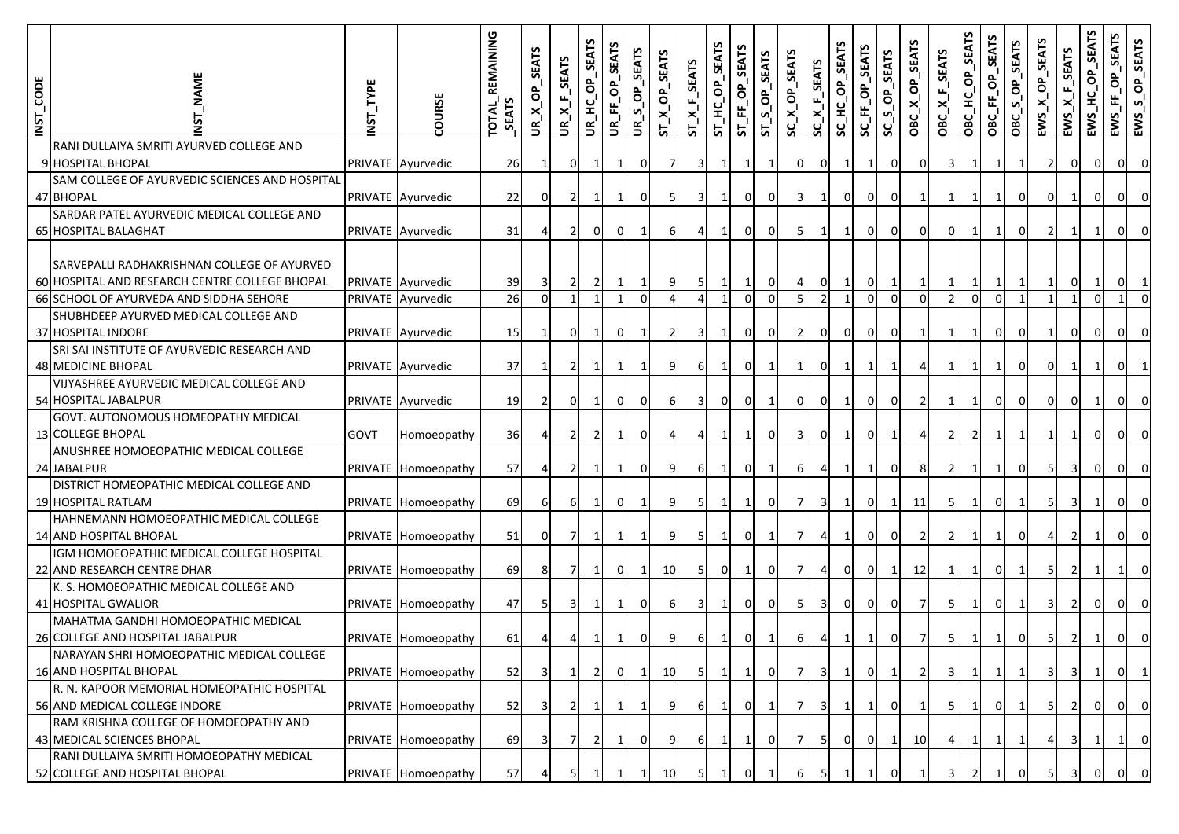| INST_CODE | INST_NAME | INST_TYPE | COURSE | TOTAL_REMAINING_SEATS | UR_X_OP_SEATS | UR_X_F_SEATS | UR_HC_OP_SEATS | UR_FF_OP_SEATS | UR_S_OP_SEATS | ST_X_OP_SEATS | ST_X_F_SEATS | ST_HC_OP_SEATS | ST_FF_OP_SEATS | ST_S_OP_SEATS | SC_X_OP_SEATS | SC_X_F_SEATS | SC_HC_OP_SEATS | SC_FF_OP_SEATS | SC_S_OP_SEATS | OBC_X_OP_SEATS | OBC_X_F_SEATS | OBC_HC_OP_SEATS | OBC_FF_OP_SEATS | OBC_S_OP_SEATS | EWS_X_OP_SEATS | EWS_X_F_SEATS | EWS_HC_OP_SEATS | EWS_FF_OP_SEATS | EWS_S_OP_SEATS |
|---|---|---|---|---|---|---|---|---|---|---|---|---|---|---|---|---|---|---|---|---|---|---|---|---|---|---|---|---|---|
| 9 | RANI DULLAIYA SMRITI AYURVED COLLEGE AND HOSPITAL BHOPAL | PRIVATE | Ayurvedic | 26 | 1 | 0 | 1 | 1 | 0 | 7 | 3 | 1 | 1 | 1 | 0 | 0 | 1 | 1 | 0 | 0 | 3 | 1 | 1 | 1 | 2 | 0 | 0 | 0 | 0 |
| 47 | SAM COLLEGE OF AYURVEDIC SCIENCES AND HOSPITAL BHOPAL | PRIVATE | Ayurvedic | 22 | 0 | 2 | 1 | 1 | 0 | 5 | 3 | 1 | 0 | 0 | 3 | 1 | 0 | 0 | 0 | 1 | 1 | 1 | 1 | 0 | 0 | 1 | 0 | 0 | 0 |
| 65 | SARDAR PATEL AYURVEDIC MEDICAL COLLEGE AND HOSPITAL BALAGHAT | PRIVATE | Ayurvedic | 31 | 4 | 2 | 0 | 0 | 1 | 6 | 4 | 1 | 0 | 0 | 5 | 1 | 1 | 0 | 0 | 0 | 0 | 1 | 1 | 0 | 2 | 1 | 1 | 0 | 0 |
| 60 | SARVEPALLI RADHAKRISHNAN COLLEGE OF AYURVED HOSPITAL AND RESEARCH CENTRE COLLEGE BHOPAL | PRIVATE | Ayurvedic | 39 | 3 | 2 | 2 | 1 | 1 | 9 | 5 | 1 | 1 | 0 | 4 | 0 | 1 | 0 | 1 | 1 | 1 | 1 | 1 | 1 | 1 | 0 | 1 | 0 | 1 |
| 66 | SCHOOL OF AYURVEDA AND SIDDHA SEHORE | PRIVATE | Ayurvedic | 26 | 0 | 1 | 1 | 1 | 0 | 4 | 4 | 1 | 0 | 0 | 5 | 2 | 1 | 0 | 0 | 0 | 2 | 0 | 0 | 1 | 1 | 1 | 0 | 1 | 0 |
| 37 | SHUBHDEEP AYURVED MEDICAL COLLEGE AND HOSPITAL INDORE | PRIVATE | Ayurvedic | 15 | 1 | 0 | 1 | 0 | 1 | 2 | 3 | 1 | 0 | 0 | 2 | 0 | 0 | 0 | 0 | 1 | 1 | 1 | 0 | 0 | 1 | 0 | 0 | 0 | 0 |
| 48 | SRI SAI INSTITUTE OF AYURVEDIC RESEARCH AND MEDICINE BHOPAL | PRIVATE | Ayurvedic | 37 | 1 | 2 | 1 | 1 | 1 | 9 | 6 | 1 | 0 | 1 | 1 | 0 | 1 | 1 | 1 | 4 | 1 | 1 | 1 | 0 | 0 | 1 | 1 | 0 | 1 |
| 54 | VIJYASHREE AYURVEDIC MEDICAL COLLEGE AND HOSPITAL JABALPUR | PRIVATE | Ayurvedic | 19 | 2 | 0 | 1 | 0 | 0 | 6 | 3 | 0 | 0 | 1 | 0 | 0 | 1 | 0 | 0 | 2 | 1 | 1 | 0 | 0 | 0 | 0 | 1 | 0 | 0 |
| 13 | GOVT. AUTONOMOUS HOMEOPATHY MEDICAL COLLEGE BHOPAL | GOVT | Homoeopathy | 36 | 4 | 2 | 2 | 1 | 0 | 4 | 4 | 1 | 1 | 0 | 3 | 0 | 1 | 0 | 1 | 4 | 2 | 2 | 1 | 1 | 1 | 1 | 0 | 0 | 0 |
| 24 | ANUSHREE HOMOEOPATHIC MEDICAL COLLEGE JABALPUR | PRIVATE | Homoeopathy | 57 | 4 | 2 | 1 | 1 | 0 | 9 | 6 | 1 | 0 | 1 | 6 | 4 | 1 | 1 | 0 | 8 | 2 | 1 | 1 | 0 | 5 | 3 | 0 | 0 | 0 |
| 19 | DISTRICT HOMEOPATHIC MEDICAL COLLEGE AND HOSPITAL RATLAM | PRIVATE | Homoeopathy | 69 | 6 | 6 | 1 | 0 | 1 | 9 | 5 | 1 | 1 | 0 | 7 | 3 | 1 | 0 | 1 | 11 | 5 | 1 | 0 | 1 | 5 | 3 | 1 | 0 | 0 |
| 14 | HAHNEMANN HOMOEOPATHIC MEDICAL COLLEGE AND HOSPITAL BHOPAL | PRIVATE | Homoeopathy | 51 | 0 | 7 | 1 | 1 | 1 | 9 | 5 | 1 | 0 | 1 | 7 | 4 | 1 | 0 | 0 | 2 | 2 | 1 | 1 | 0 | 4 | 2 | 1 | 0 | 0 |
| 22 | IGM HOMOEOPATHIC MEDICAL COLLEGE HOSPITAL AND RESEARCH CENTRE DHAR | PRIVATE | Homoeopathy | 69 | 8 | 7 | 1 | 0 | 1 | 10 | 5 | 0 | 1 | 0 | 7 | 4 | 0 | 0 | 1 | 12 | 1 | 1 | 0 | 1 | 5 | 2 | 1 | 1 | 0 |
| 41 | K. S. HOMOEOPATHIC MEDICAL COLLEGE AND HOSPITAL GWALIOR | PRIVATE | Homoeopathy | 47 | 5 | 3 | 1 | 1 | 0 | 6 | 3 | 1 | 0 | 0 | 5 | 3 | 0 | 0 | 0 | 7 | 5 | 1 | 0 | 1 | 3 | 2 | 0 | 0 | 0 |
| 26 | MAHATMA GANDHI HOMOEOPATHIC MEDICAL COLLEGE AND HOSPITAL JABALPUR | PRIVATE | Homoeopathy | 61 | 4 | 4 | 1 | 1 | 0 | 9 | 6 | 1 | 0 | 1 | 6 | 4 | 1 | 1 | 0 | 7 | 5 | 1 | 1 | 0 | 5 | 2 | 1 | 0 | 0 |
| 16 | NARAYAN SHRI HOMOEOPATHIC MEDICAL COLLEGE AND HOSPITAL BHOPAL | PRIVATE | Homoeopathy | 52 | 3 | 1 | 2 | 0 | 1 | 10 | 5 | 1 | 1 | 0 | 7 | 3 | 1 | 0 | 1 | 2 | 3 | 1 | 1 | 1 | 3 | 3 | 1 | 0 | 1 |
| 56 | R. N. KAPOOR MEMORIAL HOMEOPATHIC HOSPITAL AND MEDICAL COLLEGE INDORE | PRIVATE | Homoeopathy | 52 | 3 | 2 | 1 | 1 | 1 | 9 | 6 | 1 | 0 | 1 | 7 | 3 | 1 | 1 | 0 | 1 | 5 | 1 | 0 | 1 | 5 | 2 | 0 | 0 | 0 |
| 43 | RAM KRISHNA COLLEGE OF HOMOEOPATHY AND MEDICAL SCIENCES BHOPAL | PRIVATE | Homoeopathy | 69 | 3 | 7 | 2 | 1 | 0 | 9 | 6 | 1 | 1 | 0 | 7 | 5 | 0 | 0 | 1 | 10 | 4 | 1 | 1 | 1 | 4 | 3 | 1 | 1 | 0 |
| 52 | RANI DULLAIYA SMRITI HOMOEOPATHY MEDICAL COLLEGE AND HOSPITAL BHOPAL | PRIVATE | Homoeopathy | 57 | 4 | 5 | 1 | 1 | 1 | 10 | 5 | 1 | 0 | 1 | 6 | 5 | 1 | 1 | 0 | 1 | 3 | 2 | 1 | 0 | 5 | 3 | 0 | 0 | 0 |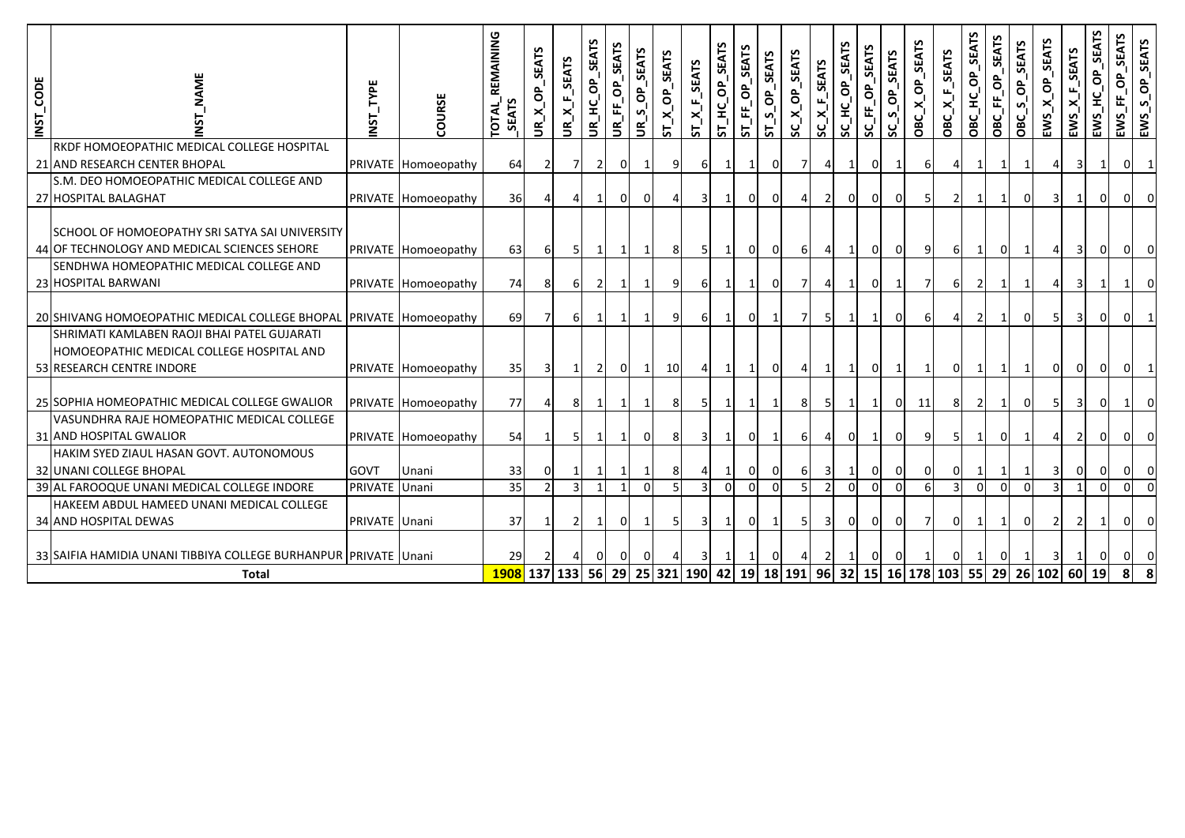| INST_CODE | INST_NAME | INST_TYPE | COURSE | TOTAL_REMAINING SEATS | UR_X_OP_SEATS | UR_X_F_SEATS | UR_HC_OP_SEATS | UR_FF_OP_SEATS | UR_S_OP_SEATS | ST_X_OP_SEATS | ST_X_F_SEATS | ST_HC_OP_SEATS | ST_FF_OP_SEATS | ST_S_OP_SEATS | SC_X_OP_SEATS | SC_X_F_SEATS | SC_HC_OP_SEATS | SC_FF_OP_SEATS | SC_S_OP_SEATS | OBC_X_OP_SEATS | OBC_X_F_SEATS | OBC_HC_OP_SEATS | OBC_FF_OP_SEATS | OBC_S_OP_SEATS | EWS_X_OP_SEATS | EWS_X_F_SEATS | EWS_HC_OP_SEATS | EWS_FF_OP_SEATS | EWS_S_OP_SEATS |
|---|---|---|---|---|---|---|---|---|---|---|---|---|---|---|---|---|---|---|---|---|---|---|---|---|---|---|---|---|---|
| 21 | RKDF HOMOEOPATHIC MEDICAL COLLEGE HOSPITAL AND RESEARCH CENTER BHOPAL | PRIVATE | Homoeopathy | 64 | 2 | 7 | 2 | 0 | 1 | 9 | 6 | 1 | 1 | 0 | 7 | 4 | 1 | 0 | 1 | 6 | 4 | 1 | 1 | 1 | 4 | 3 | 1 | 0 | 1 |
| 27 | S.M. DEO HOMOEOPATHIC MEDICAL COLLEGE AND HOSPITAL BALAGHAT | PRIVATE | Homoeopathy | 36 | 4 | 4 | 1 | 0 | 0 | 4 | 3 | 1 | 0 | 0 | 4 | 2 | 0 | 0 | 0 | 5 | 2 | 1 | 1 | 0 | 3 | 1 | 0 | 0 | 0 |
| 44 | SCHOOL OF HOMOEOPATHY SRI SATYA SAI UNIVERSITY OF TECHNOLOGY AND MEDICAL SCIENCES SEHORE | PRIVATE | Homoeopathy | 63 | 6 | 5 | 1 | 1 | 1 | 8 | 5 | 1 | 0 | 0 | 6 | 4 | 1 | 0 | 0 | 9 | 6 | 1 | 0 | 1 | 4 | 3 | 0 | 0 | 0 |
| 23 | SENDHWA HOMEOPATHIC MEDICAL COLLEGE AND HOSPITAL BARWANI | PRIVATE | Homoeopathy | 74 | 8 | 6 | 2 | 1 | 1 | 9 | 6 | 1 | 1 | 0 | 7 | 4 | 1 | 0 | 1 | 7 | 6 | 2 | 1 | 1 | 4 | 3 | 1 | 1 | 0 |
| 20 | SHIVANG HOMOEOPATHIC MEDICAL COLLEGE BHOPAL | PRIVATE | Homoeopathy | 69 | 7 | 6 | 1 | 1 | 1 | 9 | 6 | 1 | 0 | 1 | 7 | 5 | 1 | 1 | 0 | 6 | 4 | 2 | 1 | 0 | 5 | 3 | 0 | 0 | 1 |
| 53 | SHRIMATI KAMLABEN RAOJI BHAI PATEL GUJARATI HOMOEOPATHIC MEDICAL COLLEGE HOSPITAL AND RESEARCH CENTRE INDORE | PRIVATE | Homoeopathy | 35 | 3 | 1 | 2 | 0 | 1 | 10 | 4 | 1 | 1 | 0 | 4 | 1 | 1 | 0 | 1 | 1 | 0 | 1 | 1 | 1 | 0 | 0 | 0 | 0 | 1 |
| 25 | SOPHIA HOMEOPATHIC MEDICAL COLLEGE GWALIOR | PRIVATE | Homoeopathy | 77 | 4 | 8 | 1 | 1 | 1 | 8 | 5 | 1 | 1 | 1 | 8 | 5 | 1 | 1 | 0 | 11 | 8 | 2 | 1 | 0 | 5 | 3 | 0 | 1 | 0 |
| 31 | VASUNDHRA RAJE HOMEOPATHIC MEDICAL COLLEGE AND HOSPITAL GWALIOR | PRIVATE | Homoeopathy | 54 | 1 | 5 | 1 | 1 | 0 | 8 | 3 | 1 | 0 | 1 | 6 | 4 | 0 | 1 | 0 | 9 | 5 | 1 | 0 | 1 | 4 | 2 | 0 | 0 | 0 |
| 32 | HAKIM SYED ZIAUL HASAN GOVT. AUTONOMOUS UNANI COLLEGE BHOPAL | GOVT | Unani | 33 | 0 | 1 | 1 | 1 | 1 | 8 | 4 | 1 | 0 | 0 | 6 | 3 | 1 | 0 | 0 | 0 | 0 | 1 | 1 | 1 | 3 | 0 | 0 | 0 | 0 |
| 39 | AL FAROOQUE UNANI MEDICAL COLLEGE INDORE | PRIVATE | Unani | 35 | 2 | 3 | 1 | 1 | 0 | 5 | 3 | 0 | 0 | 0 | 5 | 2 | 0 | 0 | 0 | 6 | 3 | 0 | 0 | 0 | 3 | 1 | 0 | 0 | 0 |
| 34 | HAKEEM ABDUL HAMEED UNANI MEDICAL COLLEGE AND HOSPITAL DEWAS | PRIVATE | Unani | 37 | 1 | 2 | 1 | 0 | 1 | 5 | 3 | 1 | 0 | 1 | 5 | 3 | 0 | 0 | 0 | 7 | 0 | 1 | 1 | 0 | 2 | 2 | 1 | 0 | 0 |
| 33 | SAIFIA HAMIDIA UNANI TIBBIYA COLLEGE BURHANPUR | PRIVATE | Unani | 29 | 2 | 4 | 0 | 0 | 0 | 4 | 3 | 1 | 1 | 0 | 4 | 2 | 1 | 0 | 0 | 1 | 0 | 1 | 0 | 1 | 3 | 1 | 0 | 0 | 0 |
| | **Total** | | | **1908** | **137** | **133** | **56** | **29** | **25** | **321** | **190** | **42** | **19** | **18** | **191** | **96** | **32** | **15** | **16** | **178** | **103** | **55** | **29** | **26** | **102** | **60** | **19** | **8** | **8** |